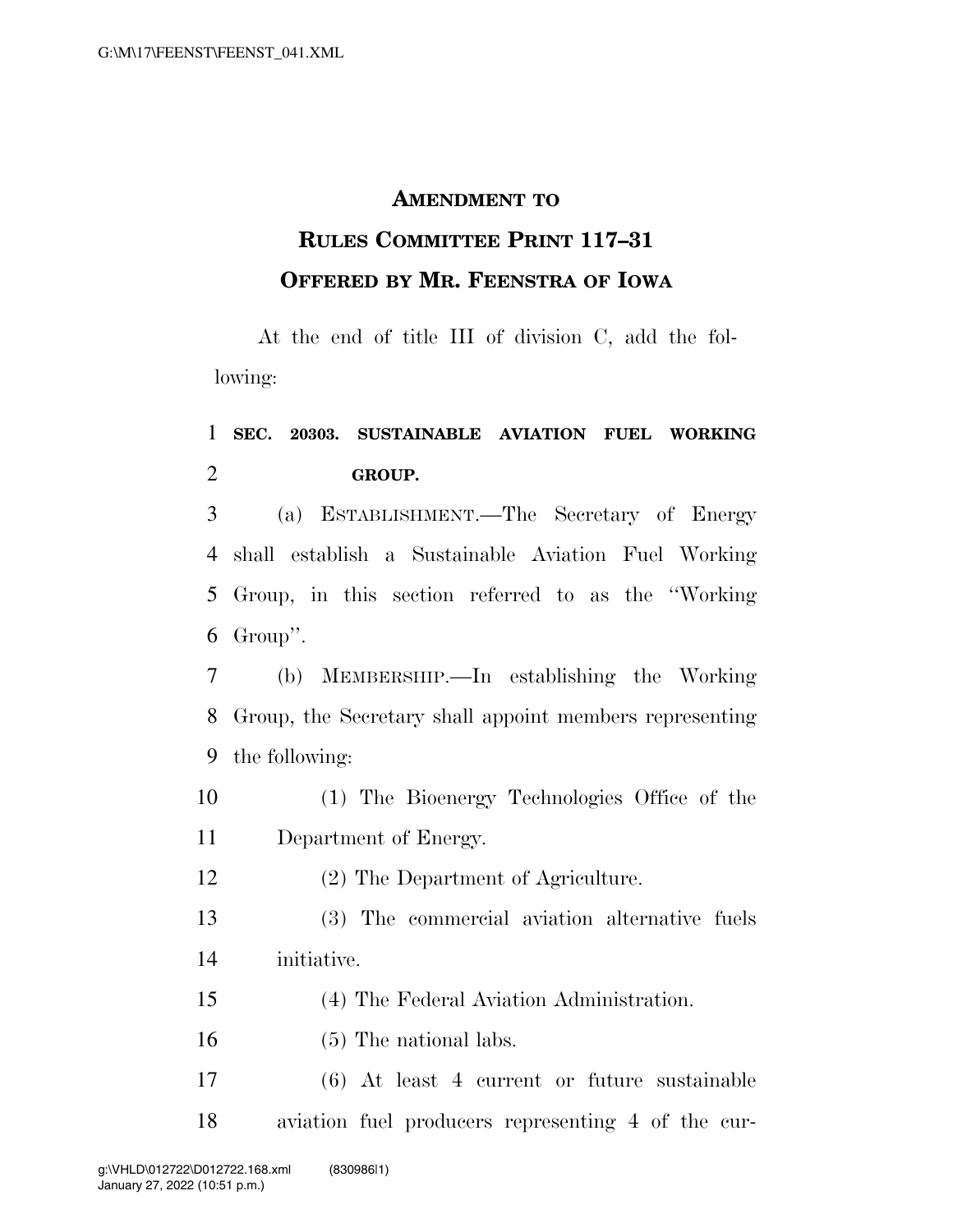**AMENDMENT TO**
**RULES COMMITTEE PRINT 117–31**
**OFFERED BY MR. FEENSTRA OF IOWA**

At the end of title III of division C, add the following:

**SEC. 20303. SUSTAINABLE AVIATION FUEL WORKING GROUP.**

(a) ESTABLISHMENT.—The Secretary of Energy shall establish a Sustainable Aviation Fuel Working Group, in this section referred to as the ''Working Group''.

(b) MEMBERSHIP.—In establishing the Working Group, the Secretary shall appoint members representing the following:

(1) The Bioenergy Technologies Office of the Department of Energy.

(2) The Department of Agriculture.

(3) The commercial aviation alternative fuels initiative.

(4) The Federal Aviation Administration.

(5) The national labs.

(6) At least 4 current or future sustainable aviation fuel producers representing 4 of the cur-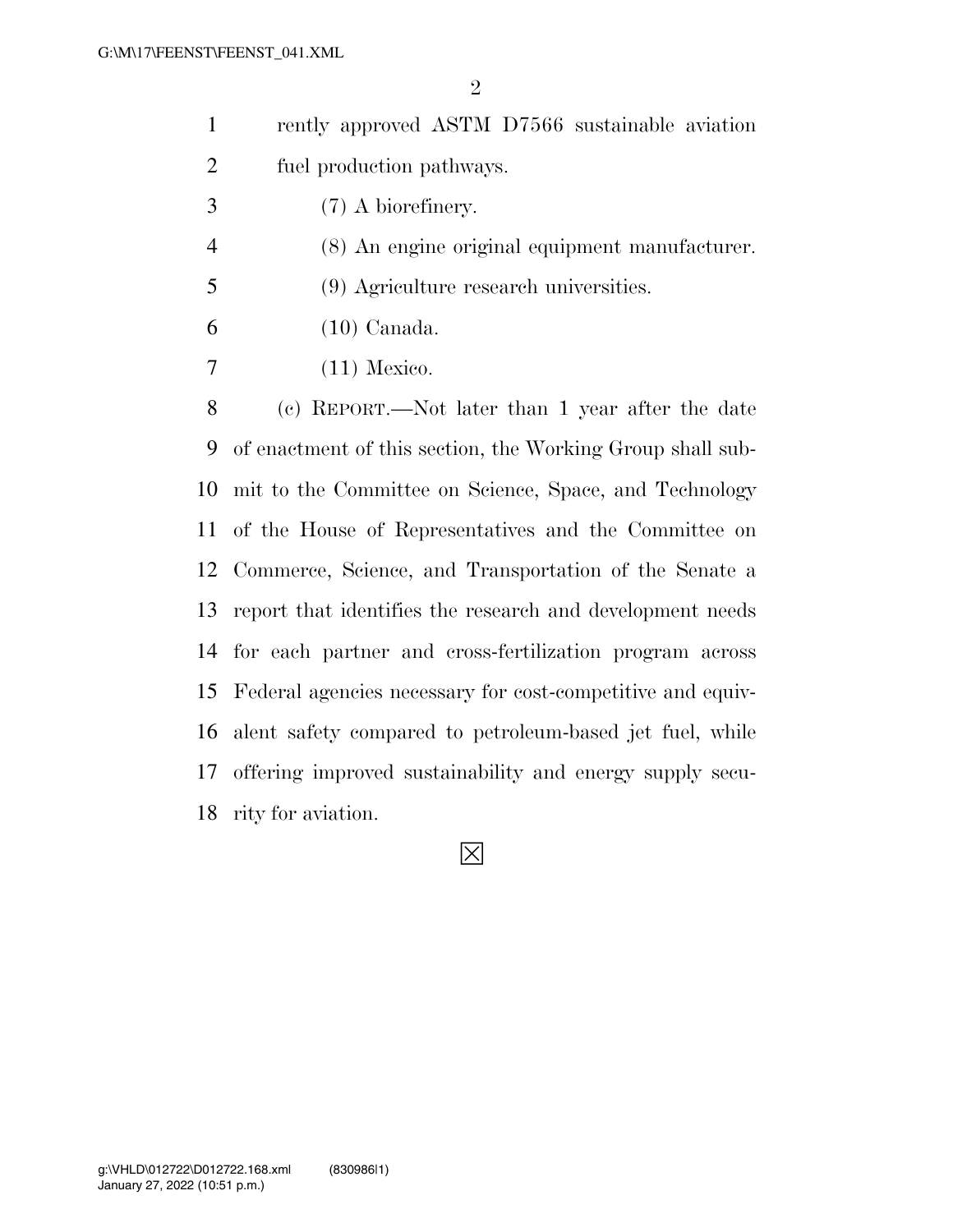rently approved ASTM D7566 sustainable aviation fuel production pathways.

(7) A biorefinery.

(8) An engine original equipment manufacturer.

(9) Agriculture research universities.

(10) Canada.

(11) Mexico.

(c) REPORT.—Not later than 1 year after the date of enactment of this section, the Working Group shall submit to the Committee on Science, Space, and Technology of the House of Representatives and the Committee on Commerce, Science, and Transportation of the Senate a report that identifies the research and development needs for each partner and cross-fertilization program across Federal agencies necessary for cost-competitive and equivalent safety compared to petroleum-based jet fuel, while offering improved sustainability and energy supply security for aviation.

☒